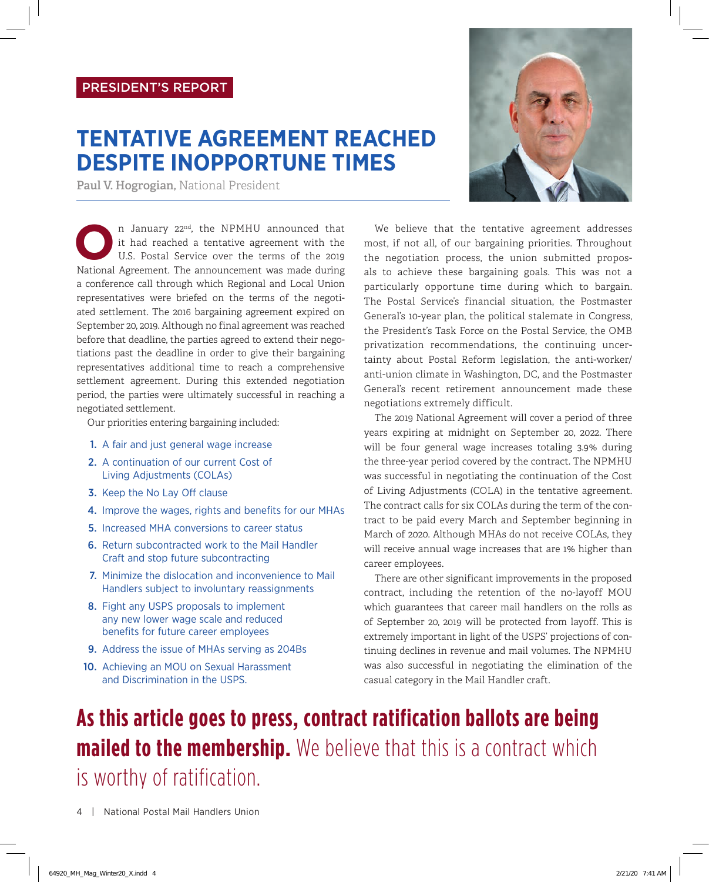PRESIDENT'S REPORT

# TENTATIVE AGREEMENT REACHED DESPITE INOPPORTUNE TIMES

**Paul V. Hogrogian**, National President

On January 22nd, the NPMHU announced that it had reached a tentative agreement with the U.S. Postal Service over the terms of the 2019 National Agreement. The announcement was made during a conference call through which Regional and Local Union representatives were briefed on the terms of the negotiated settlement. The 2016 bargaining agreement expired on September 20, 2019. Although no final agreement was reached before that deadline, the parties agreed to extend their negotiations past the deadline in order to give their bargaining representatives additional time to reach a comprehensive settlement agreement. During this extended negotiation period, the parties were ultimately successful in reaching a negotiated settlement.

Our priorities entering bargaining included:

1. A fair and just general wage increase
2. A continuation of our current Cost of Living Adjustments (COLAs)
3. Keep the No Lay Off clause
4. Improve the wages, rights and benefits for our MHAs
5. Increased MHA conversions to career status
6. Return subcontracted work to the Mail Handler Craft and stop future subcontracting
7. Minimize the dislocation and inconvenience to Mail Handlers subject to involuntary reassignments
8. Fight any USPS proposals to implement any new lower wage scale and reduced benefits for future career employees
9. Address the issue of MHAs serving as 204Bs
10. Achieving an MOU on Sexual Harassment and Discrimination in the USPS.

We believe that the tentative agreement addresses most, if not all, of our bargaining priorities. Throughout the negotiation process, the union submitted proposals to achieve these bargaining goals. This was not a particularly opportune time during which to bargain. The Postal Service's financial situation, the Postmaster General's 10-year plan, the political stalemate in Congress, the President's Task Force on the Postal Service, the OMB privatization recommendations, the continuing uncertainty about Postal Reform legislation, the anti-worker/anti-union climate in Washington, DC, and the Postmaster General's recent retirement announcement made these negotiations extremely difficult.

The 2019 National Agreement will cover a period of three years expiring at midnight on September 20, 2022. There will be four general wage increases totaling 3.9% during the three-year period covered by the contract. The NPMHU was successful in negotiating the continuation of the Cost of Living Adjustments (COLA) in the tentative agreement. The contract calls for six COLAs during the term of the contract to be paid every March and September beginning in March of 2020. Although MHAs do not receive COLAs, they will receive annual wage increases that are 1% higher than career employees.

There are other significant improvements in the proposed contract, including the retention of the no-layoff MOU which guarantees that career mail handlers on the rolls as of September 20, 2019 will be protected from layoff. This is extremely important in light of the USPS' projections of continuing declines in revenue and mail volumes. The NPMHU was also successful in negotiating the elimination of the casual category in the Mail Handler craft.

**As this article goes to press, contract ratification ballots are being mailed to the membership.** We believe that this is a contract which is worthy of ratification.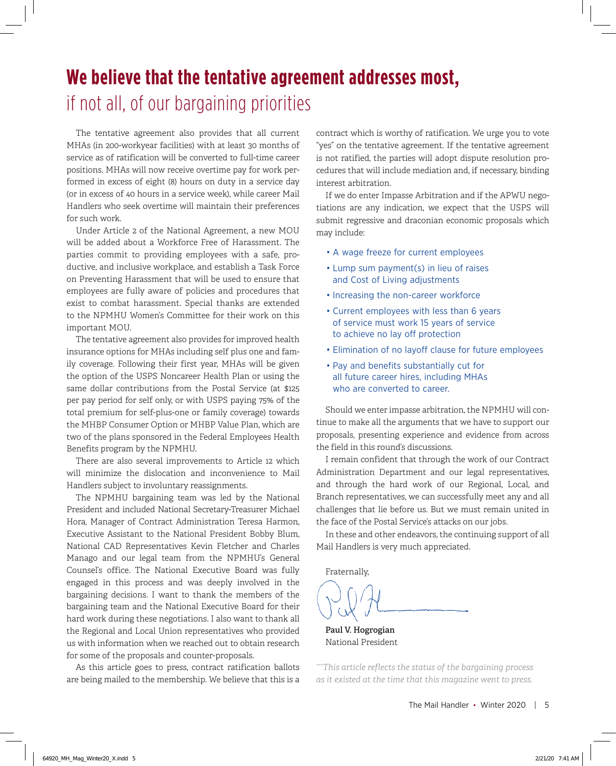# **We believe that the tentative agreement addresses most,** if not all, of our bargaining priorities

The tentative agreement also provides that all current MHAs (in 200-workyear facilities) with at least 30 months of service as of ratification will be converted to full-time career positions. MHAs will now receive overtime pay for work performed in excess of eight (8) hours on duty in a service day (or in excess of 40 hours in a service week), while career Mail Handlers who seek overtime will maintain their preferences for such work.

Under Article 2 of the National Agreement, a new MOU will be added about a Workforce Free of Harassment. The parties commit to providing employees with a safe, productive, and inclusive workplace, and establish a Task Force on Preventing Harassment that will be used to ensure that employees are fully aware of policies and procedures that exist to combat harassment. Special thanks are extended to the NPMHU Women's Committee for their work on this important MOU.

The tentative agreement also provides for improved health insurance options for MHAs including self plus one and family coverage. Following their first year, MHAs will be given the option of the USPS Noncareer Health Plan or using the same dollar contributions from the Postal Service (at $125 per pay period for self only, or with USPS paying 75% of the total premium for self-plus-one or family coverage) towards the MHBP Consumer Option or MHBP Value Plan, which are two of the plans sponsored in the Federal Employees Health Benefits program by the NPMHU.

There are also several improvements to Article 12 which will minimize the dislocation and inconvenience to Mail Handlers subject to involuntary reassignments.

The NPMHU bargaining team was led by the National President and included National Secretary-Treasurer Michael Hora, Manager of Contract Administration Teresa Harmon, Executive Assistant to the National President Bobby Blum, National CAD Representatives Kevin Fletcher and Charles Manago and our legal team from the NPMHU's General Counsel's office. The National Executive Board was fully engaged in this process and was deeply involved in the bargaining decisions. I want to thank the members of the bargaining team and the National Executive Board for their hard work during these negotiations. I also want to thank all the Regional and Local Union representatives who provided us with information when we reached out to obtain research for some of the proposals and counter-proposals.

As this article goes to press, contract ratification ballots are being mailed to the membership. We believe that this is a contract which is worthy of ratification. We urge you to vote "yes" on the tentative agreement. If the tentative agreement is not ratified, the parties will adopt dispute resolution procedures that will include mediation and, if necessary, binding interest arbitration.

If we do enter Impasse Arbitration and if the APWU negotiations are any indication, we expect that the USPS will submit regressive and draconian economic proposals which may include:

- A wage freeze for current employees
- Lump sum payment(s) in lieu of raises and Cost of Living adjustments
- Increasing the non-career workforce
- Current employees with less than 6 years of service must work 15 years of service to achieve no lay off protection
- Elimination of no layoff clause for future employees
- Pay and benefits substantially cut for all future career hires, including MHAs who are converted to career.

Should we enter impasse arbitration, the NPMHU will continue to make all the arguments that we have to support our proposals, presenting experience and evidence from across the field in this round's discussions.

I remain confident that through the work of our Contract Administration Department and our legal representatives, and through the hard work of our Regional, Local, and Branch representatives, we can successfully meet any and all challenges that lie before us. But we must remain united in the face of the Postal Service's attacks on our jobs.

In these and other endeavors, the continuing support of all Mail Handlers is very much appreciated.

Fraternally,

**Paul V. Hogrogian**
National President

*\*\*\*This article reflects the status of the bargaining process as it existed at the time that this magazine went to press.*